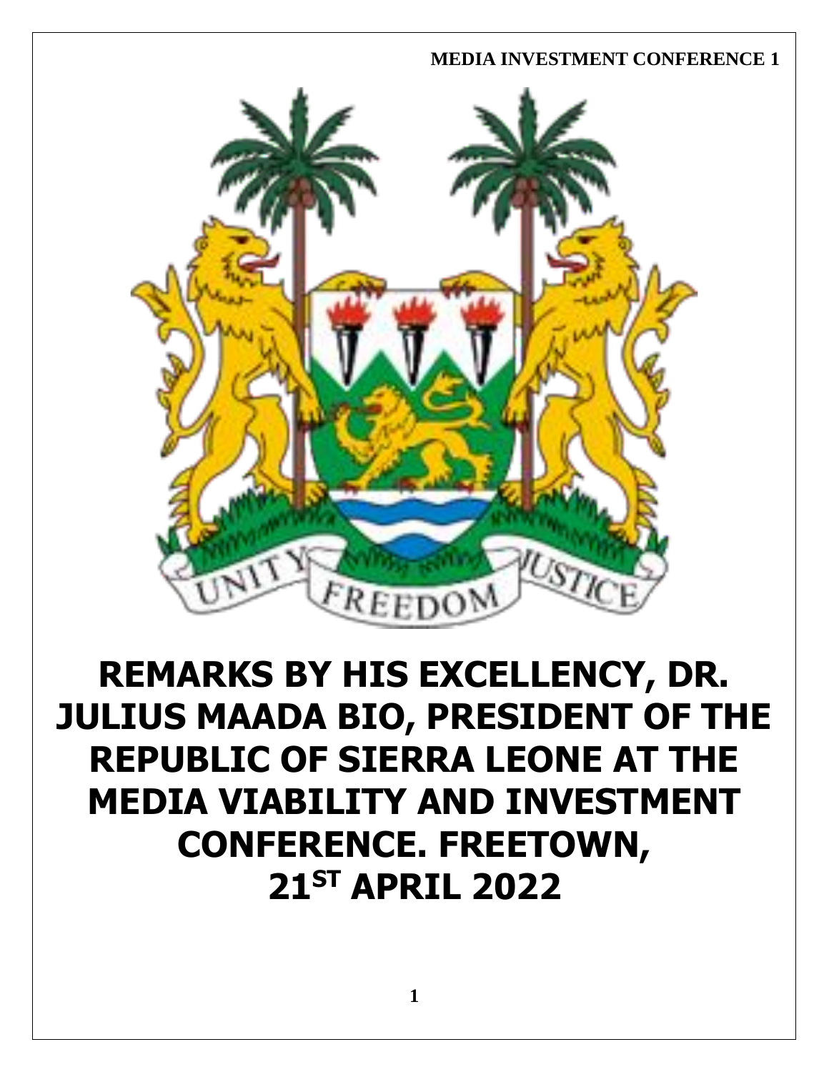# REMARKS BY HIS EXCELLENCY, DR. JULIUS MAADA BIO, PRESIDENT OF THE REPUBLIC OF SIERRA LEONE AT THE MEDIA VIABILITY AND INVESTMENT CONFERENCE. FREETOWN, 21ST APRIL 2022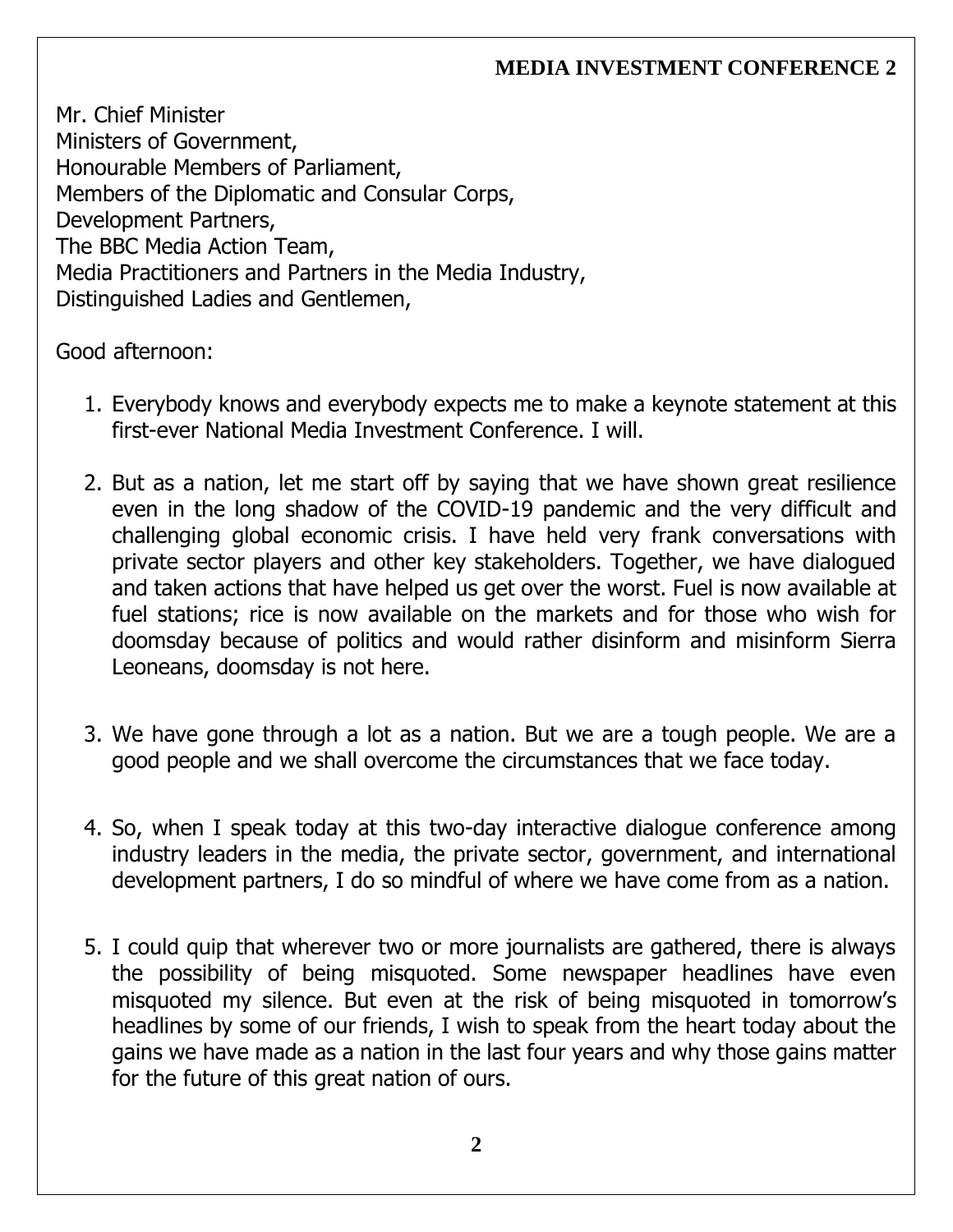Mr. Chief Minister  
Ministers of Government,  
Honourable Members of Parliament,  
Members of the Diplomatic and Consular Corps,  
Development Partners,  
The BBC Media Action Team,  
Media Practitioners and Partners in the Media Industry,  
Distinguished Ladies and Gentlemen,

Good afternoon:

1. Everybody knows and everybody expects me to make a keynote statement at this first-ever National Media Investment Conference. I will.

2. But as a nation, let me start off by saying that we have shown great resilience even in the long shadow of the COVID-19 pandemic and the very difficult and challenging global economic crisis. I have held very frank conversations with private sector players and other key stakeholders. Together, we have dialogued and taken actions that have helped us get over the worst. Fuel is now available at fuel stations; rice is now available on the markets and for those who wish for doomsday because of politics and would rather disinform and misinform Sierra Leoneans, doomsday is not here.

3. We have gone through a lot as a nation. But we are a tough people. We are a good people and we shall overcome the circumstances that we face today.

4. So, when I speak today at this two-day interactive dialogue conference among industry leaders in the media, the private sector, government, and international development partners, I do so mindful of where we have come from as a nation.

5. I could quip that wherever two or more journalists are gathered, there is always the possibility of being misquoted. Some newspaper headlines have even misquoted my silence. But even at the risk of being misquoted in tomorrow's headlines by some of our friends, I wish to speak from the heart today about the gains we have made as a nation in the last four years and why those gains matter for the future of this great nation of ours.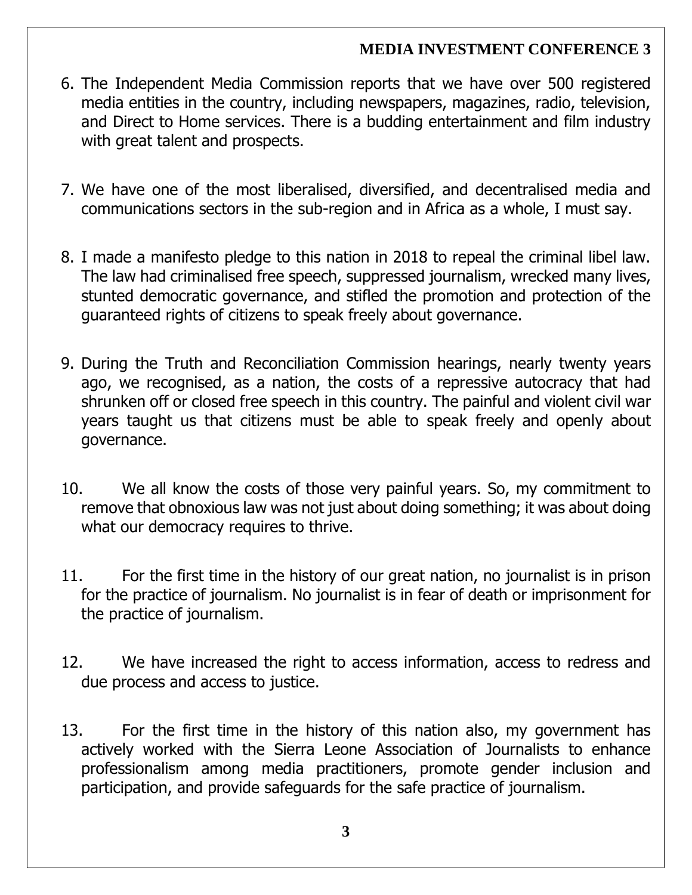6. The Independent Media Commission reports that we have over 500 registered media entities in the country, including newspapers, magazines, radio, television, and Direct to Home services. There is a budding entertainment and film industry with great talent and prospects.

7. We have one of the most liberalised, diversified, and decentralised media and communications sectors in the sub-region and in Africa as a whole, I must say.

8. I made a manifesto pledge to this nation in 2018 to repeal the criminal libel law. The law had criminalised free speech, suppressed journalism, wrecked many lives, stunted democratic governance, and stifled the promotion and protection of the guaranteed rights of citizens to speak freely about governance.

9. During the Truth and Reconciliation Commission hearings, nearly twenty years ago, we recognised, as a nation, the costs of a repressive autocracy that had shrunken off or closed free speech in this country. The painful and violent civil war years taught us that citizens must be able to speak freely and openly about governance.

10. We all know the costs of those very painful years. So, my commitment to remove that obnoxious law was not just about doing something; it was about doing what our democracy requires to thrive.

11. For the first time in the history of our great nation, no journalist is in prison for the practice of journalism. No journalist is in fear of death or imprisonment for the practice of journalism.

12. We have increased the right to access information, access to redress and due process and access to justice.

13. For the first time in the history of this nation also, my government has actively worked with the Sierra Leone Association of Journalists to enhance professionalism among media practitioners, promote gender inclusion and participation, and provide safeguards for the safe practice of journalism.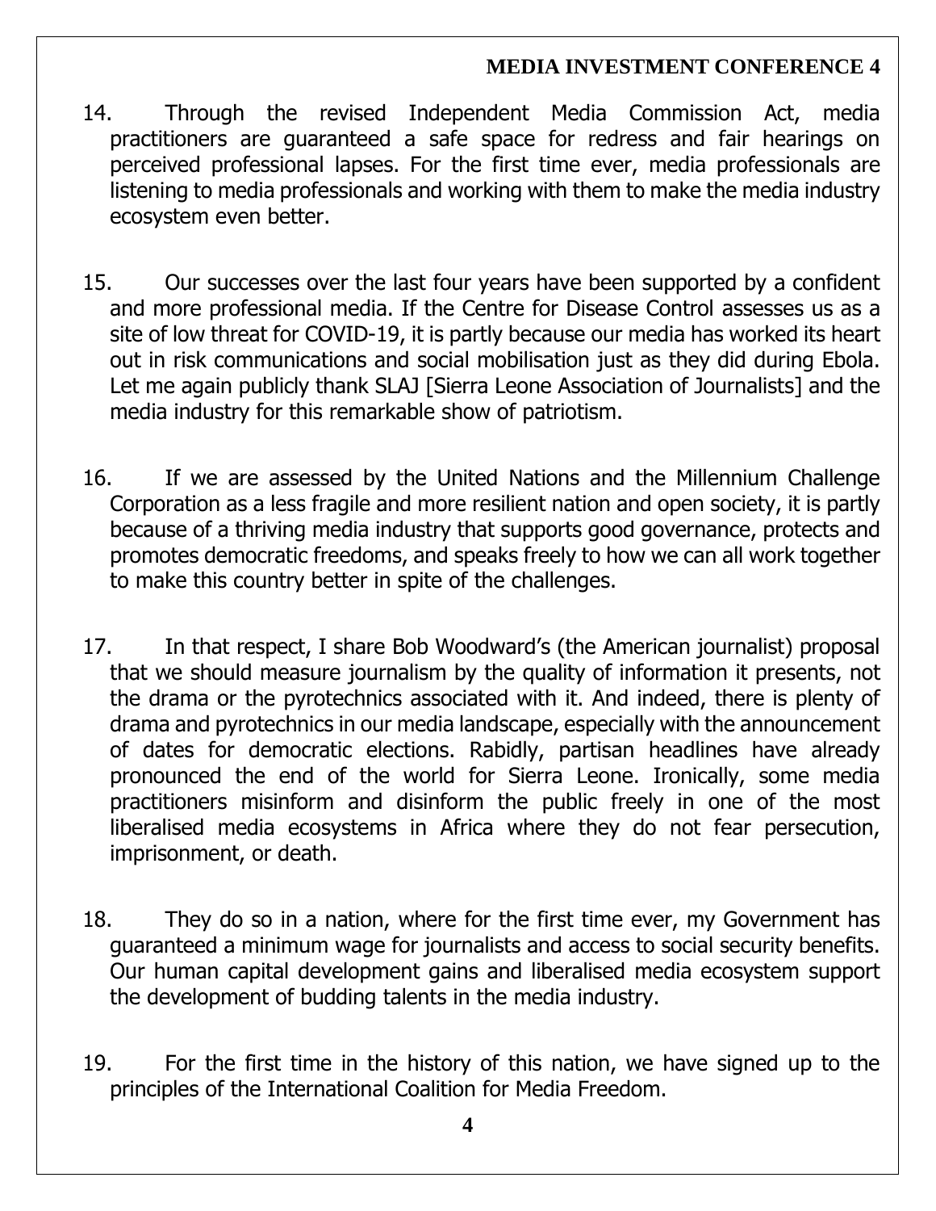14. Through the revised Independent Media Commission Act, media practitioners are guaranteed a safe space for redress and fair hearings on perceived professional lapses. For the first time ever, media professionals are listening to media professionals and working with them to make the media industry ecosystem even better.

15. Our successes over the last four years have been supported by a confident and more professional media. If the Centre for Disease Control assesses us as a site of low threat for COVID-19, it is partly because our media has worked its heart out in risk communications and social mobilisation just as they did during Ebola. Let me again publicly thank SLAJ [Sierra Leone Association of Journalists] and the media industry for this remarkable show of patriotism.

16. If we are assessed by the United Nations and the Millennium Challenge Corporation as a less fragile and more resilient nation and open society, it is partly because of a thriving media industry that supports good governance, protects and promotes democratic freedoms, and speaks freely to how we can all work together to make this country better in spite of the challenges.

17. In that respect, I share Bob Woodward's (the American journalist) proposal that we should measure journalism by the quality of information it presents, not the drama or the pyrotechnics associated with it. And indeed, there is plenty of drama and pyrotechnics in our media landscape, especially with the announcement of dates for democratic elections. Rabidly, partisan headlines have already pronounced the end of the world for Sierra Leone. Ironically, some media practitioners misinform and disinform the public freely in one of the most liberalised media ecosystems in Africa where they do not fear persecution, imprisonment, or death.

18. They do so in a nation, where for the first time ever, my Government has guaranteed a minimum wage for journalists and access to social security benefits. Our human capital development gains and liberalised media ecosystem support the development of budding talents in the media industry.

19. For the first time in the history of this nation, we have signed up to the principles of the International Coalition for Media Freedom.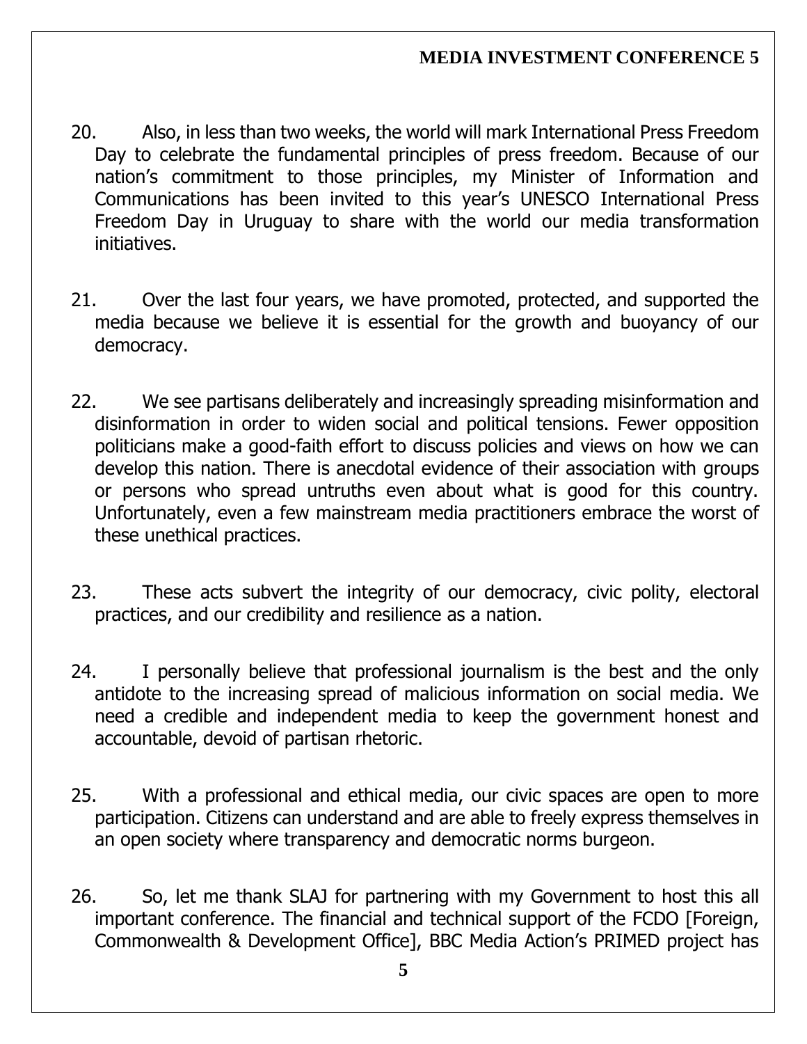20. Also, in less than two weeks, the world will mark International Press Freedom Day to celebrate the fundamental principles of press freedom. Because of our nation's commitment to those principles, my Minister of Information and Communications has been invited to this year's UNESCO International Press Freedom Day in Uruguay to share with the world our media transformation initiatives.

21. Over the last four years, we have promoted, protected, and supported the media because we believe it is essential for the growth and buoyancy of our democracy.

22. We see partisans deliberately and increasingly spreading misinformation and disinformation in order to widen social and political tensions. Fewer opposition politicians make a good-faith effort to discuss policies and views on how we can develop this nation. There is anecdotal evidence of their association with groups or persons who spread untruths even about what is good for this country. Unfortunately, even a few mainstream media practitioners embrace the worst of these unethical practices.

23. These acts subvert the integrity of our democracy, civic polity, electoral practices, and our credibility and resilience as a nation.

24. I personally believe that professional journalism is the best and the only antidote to the increasing spread of malicious information on social media. We need a credible and independent media to keep the government honest and accountable, devoid of partisan rhetoric.

25. With a professional and ethical media, our civic spaces are open to more participation. Citizens can understand and are able to freely express themselves in an open society where transparency and democratic norms burgeon.

26. So, let me thank SLAJ for partnering with my Government to host this all important conference. The financial and technical support of the FCDO [Foreign, Commonwealth & Development Office], BBC Media Action's PRIMED project has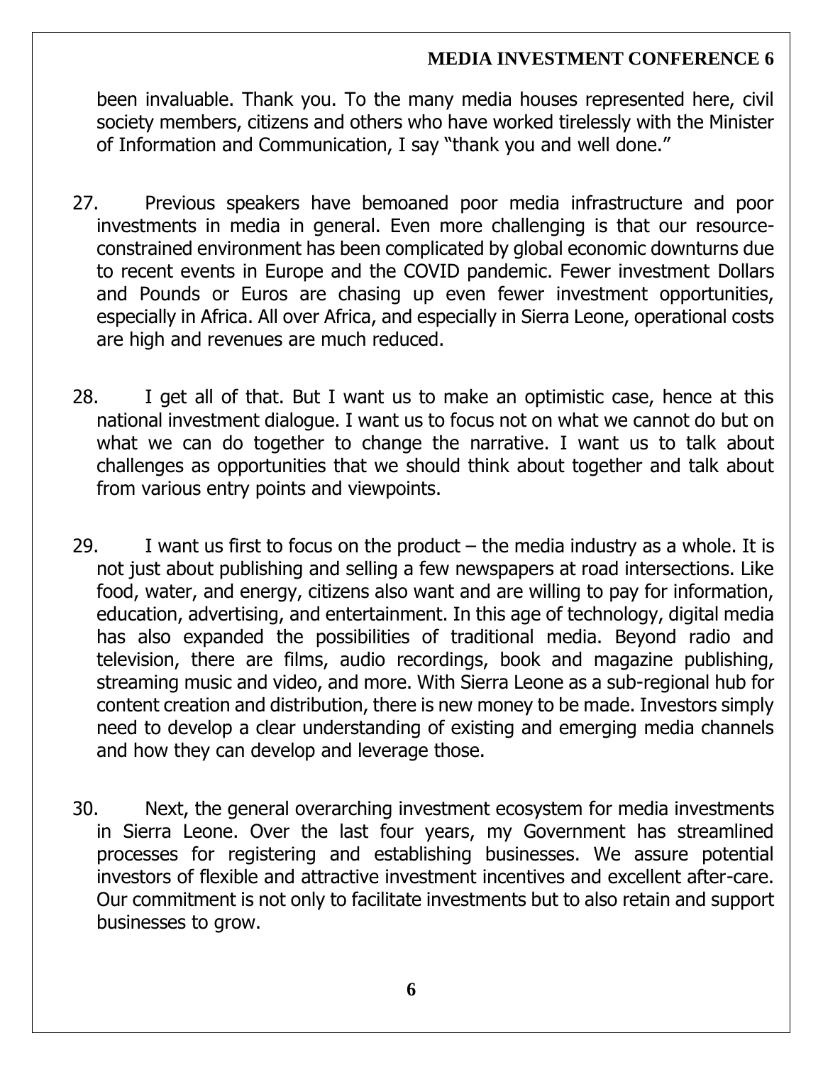been invaluable. Thank you. To the many media houses represented here, civil society members, citizens and others who have worked tirelessly with the Minister of Information and Communication, I say "thank you and well done."

27. Previous speakers have bemoaned poor media infrastructure and poor investments in media in general. Even more challenging is that our resource-constrained environment has been complicated by global economic downturns due to recent events in Europe and the COVID pandemic. Fewer investment Dollars and Pounds or Euros are chasing up even fewer investment opportunities, especially in Africa. All over Africa, and especially in Sierra Leone, operational costs are high and revenues are much reduced.

28. I get all of that. But I want us to make an optimistic case, hence at this national investment dialogue. I want us to focus not on what we cannot do but on what we can do together to change the narrative. I want us to talk about challenges as opportunities that we should think about together and talk about from various entry points and viewpoints.

29. I want us first to focus on the product – the media industry as a whole. It is not just about publishing and selling a few newspapers at road intersections. Like food, water, and energy, citizens also want and are willing to pay for information, education, advertising, and entertainment. In this age of technology, digital media has also expanded the possibilities of traditional media. Beyond radio and television, there are films, audio recordings, book and magazine publishing, streaming music and video, and more. With Sierra Leone as a sub-regional hub for content creation and distribution, there is new money to be made. Investors simply need to develop a clear understanding of existing and emerging media channels and how they can develop and leverage those.

30. Next, the general overarching investment ecosystem for media investments in Sierra Leone. Over the last four years, my Government has streamlined processes for registering and establishing businesses. We assure potential investors of flexible and attractive investment incentives and excellent after-care. Our commitment is not only to facilitate investments but to also retain and support businesses to grow.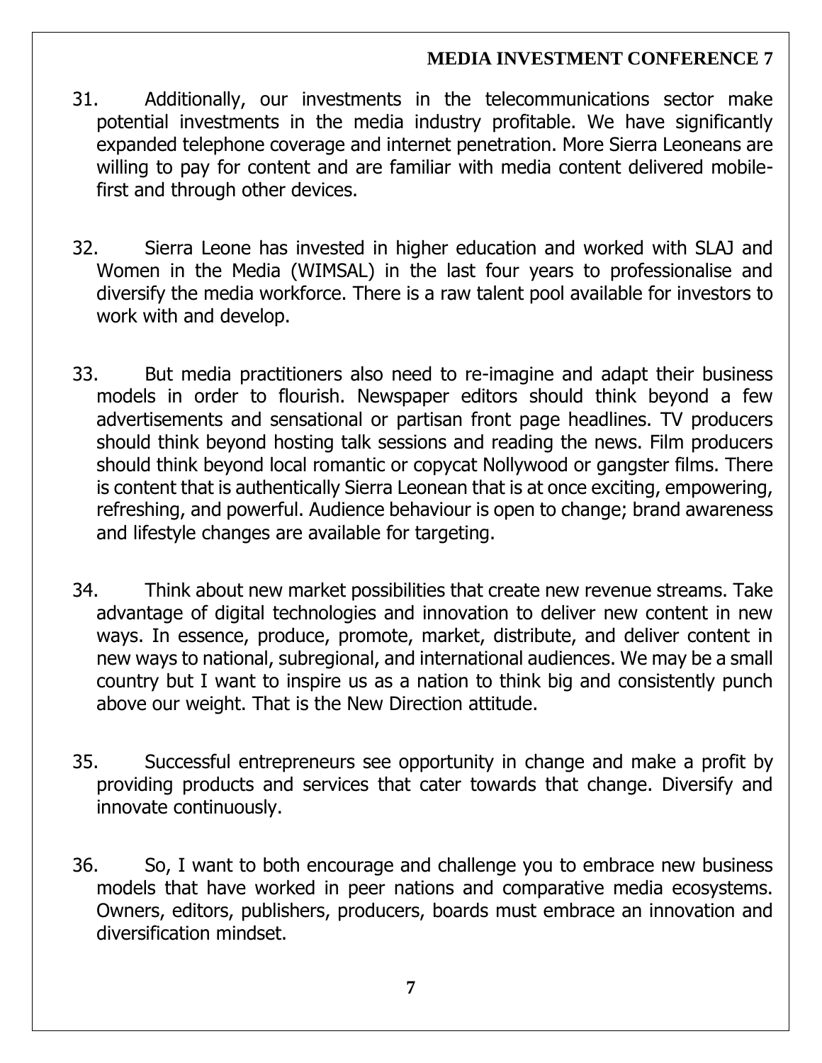31. Additionally, our investments in the telecommunications sector make potential investments in the media industry profitable. We have significantly expanded telephone coverage and internet penetration. More Sierra Leoneans are willing to pay for content and are familiar with media content delivered mobile-first and through other devices.

32. Sierra Leone has invested in higher education and worked with SLAJ and Women in the Media (WIMSAL) in the last four years to professionalise and diversify the media workforce. There is a raw talent pool available for investors to work with and develop.

33. But media practitioners also need to re-imagine and adapt their business models in order to flourish. Newspaper editors should think beyond a few advertisements and sensational or partisan front page headlines. TV producers should think beyond hosting talk sessions and reading the news. Film producers should think beyond local romantic or copycat Nollywood or gangster films. There is content that is authentically Sierra Leonean that is at once exciting, empowering, refreshing, and powerful. Audience behaviour is open to change; brand awareness and lifestyle changes are available for targeting.

34. Think about new market possibilities that create new revenue streams. Take advantage of digital technologies and innovation to deliver new content in new ways. In essence, produce, promote, market, distribute, and deliver content in new ways to national, subregional, and international audiences. We may be a small country but I want to inspire us as a nation to think big and consistently punch above our weight. That is the New Direction attitude.

35. Successful entrepreneurs see opportunity in change and make a profit by providing products and services that cater towards that change. Diversify and innovate continuously.

36. So, I want to both encourage and challenge you to embrace new business models that have worked in peer nations and comparative media ecosystems. Owners, editors, publishers, producers, boards must embrace an innovation and diversification mindset.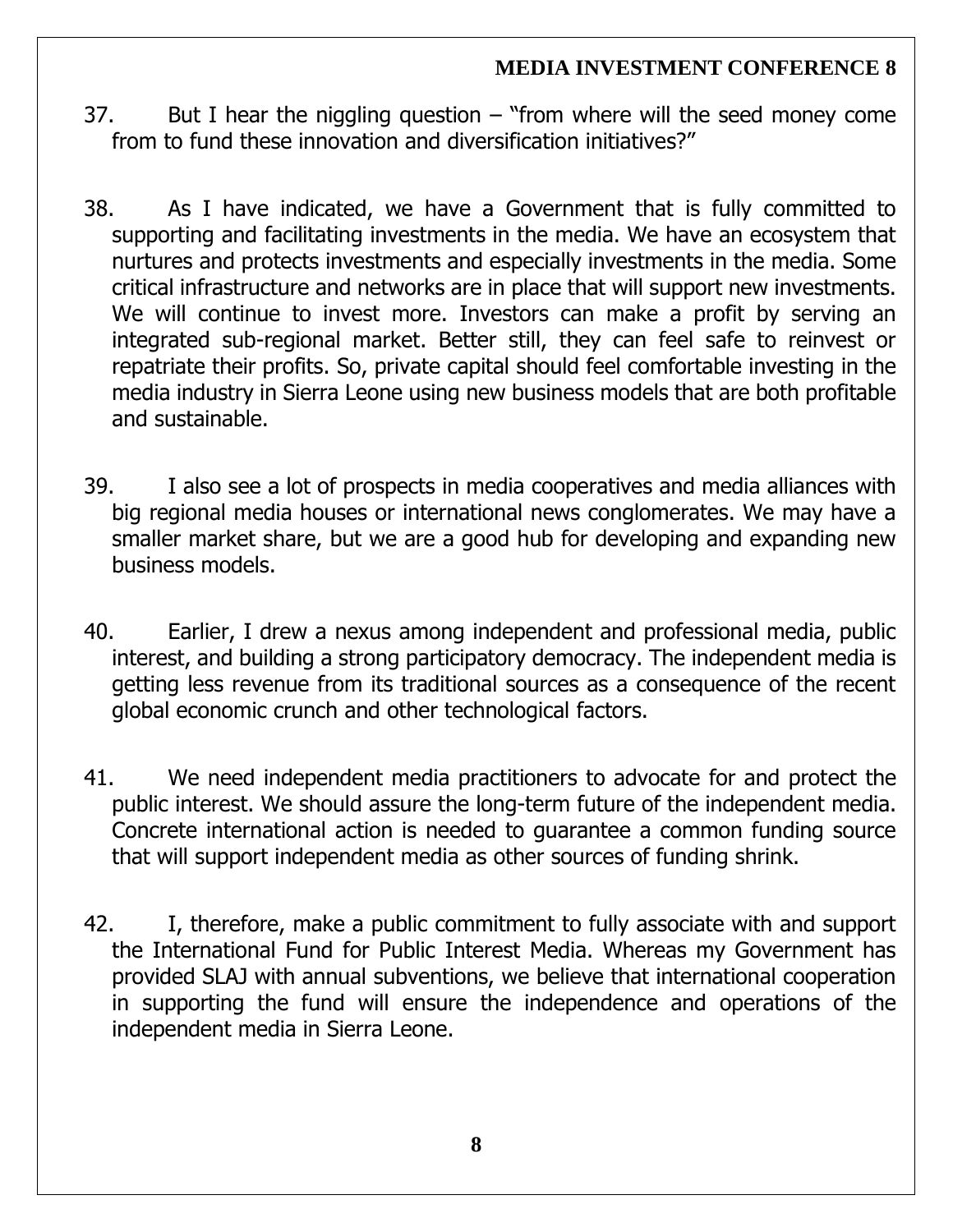37. But I hear the niggling question – "from where will the seed money come from to fund these innovation and diversification initiatives?"

38. As I have indicated, we have a Government that is fully committed to supporting and facilitating investments in the media. We have an ecosystem that nurtures and protects investments and especially investments in the media. Some critical infrastructure and networks are in place that will support new investments. We will continue to invest more. Investors can make a profit by serving an integrated sub-regional market. Better still, they can feel safe to reinvest or repatriate their profits. So, private capital should feel comfortable investing in the media industry in Sierra Leone using new business models that are both profitable and sustainable.

39. I also see a lot of prospects in media cooperatives and media alliances with big regional media houses or international news conglomerates. We may have a smaller market share, but we are a good hub for developing and expanding new business models.

40. Earlier, I drew a nexus among independent and professional media, public interest, and building a strong participatory democracy. The independent media is getting less revenue from its traditional sources as a consequence of the recent global economic crunch and other technological factors.

41. We need independent media practitioners to advocate for and protect the public interest. We should assure the long-term future of the independent media. Concrete international action is needed to guarantee a common funding source that will support independent media as other sources of funding shrink.

42. I, therefore, make a public commitment to fully associate with and support the International Fund for Public Interest Media. Whereas my Government has provided SLAJ with annual subventions, we believe that international cooperation in supporting the fund will ensure the independence and operations of the independent media in Sierra Leone.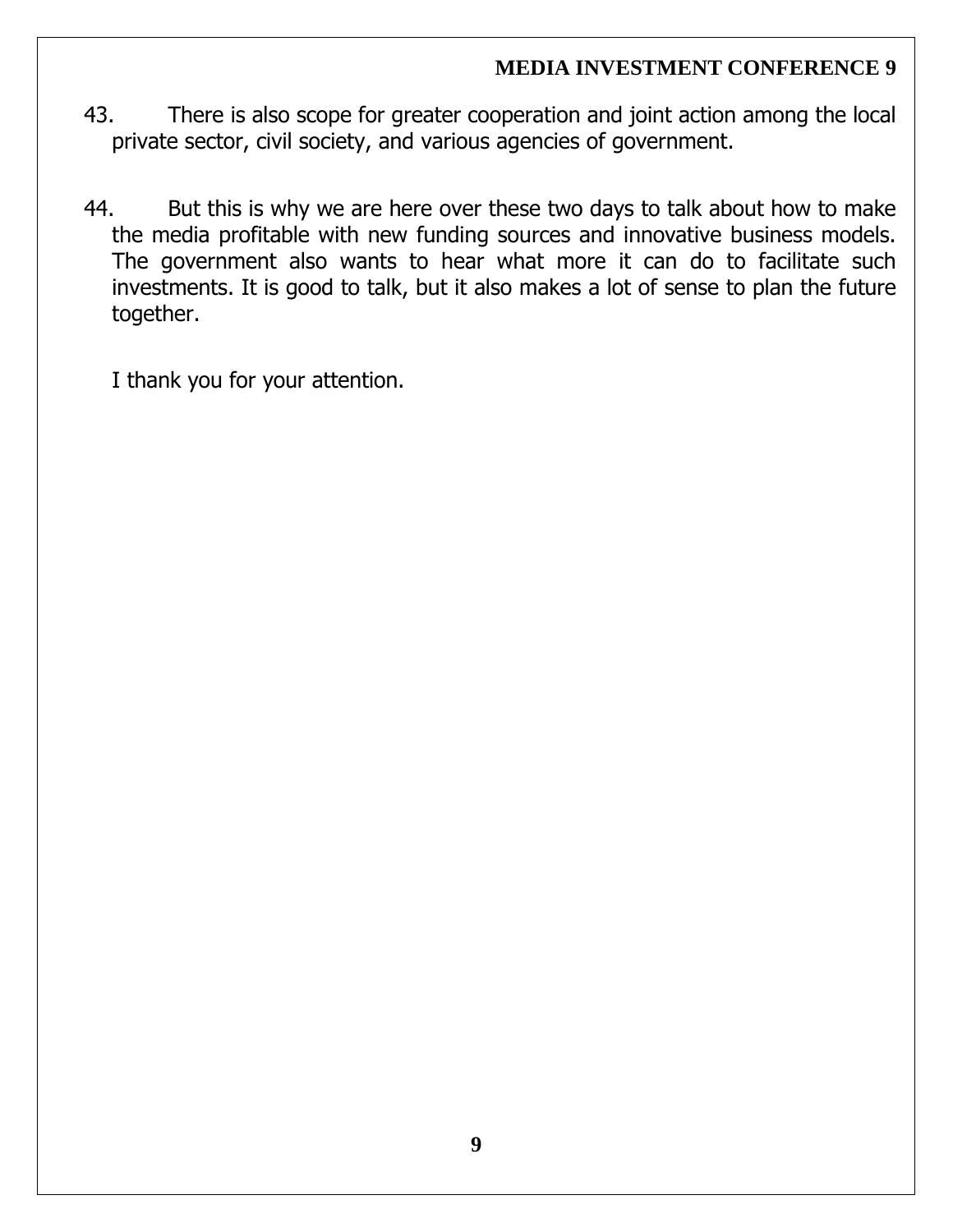43. There is also scope for greater cooperation and joint action among the local private sector, civil society, and various agencies of government.

44. But this is why we are here over these two days to talk about how to make the media profitable with new funding sources and innovative business models. The government also wants to hear what more it can do to facilitate such investments. It is good to talk, but it also makes a lot of sense to plan the future together.

I thank you for your attention.